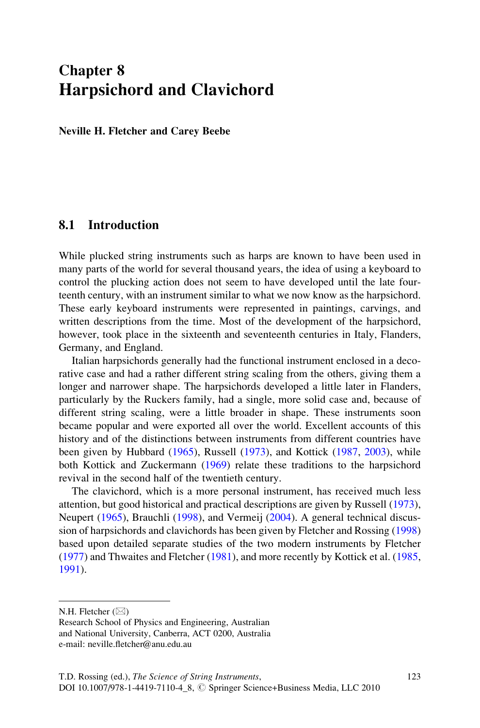# Chapter 8
# Harpsichord and Clavichord

**Neville H. Fletcher and Carey Beebe**

## 8.1 Introduction

While plucked string instruments such as harps are known to have been used in many parts of the world for several thousand years, the idea of using a keyboard to control the plucking action does not seem to have developed until the late fourteenth century, with an instrument similar to what we now know as the harpsichord. These early keyboard instruments were represented in paintings, carvings, and written descriptions from the time. Most of the development of the harpsichord, however, took place in the sixteenth and seventeenth centuries in Italy, Flanders, Germany, and England.

Italian harpsichords generally had the functional instrument enclosed in a decorative case and had a rather different string scaling from the others, giving them a longer and narrower shape. The harpsichords developed a little later in Flanders, particularly by the Ruckers family, had a single, more solid case and, because of different string scaling, were a little broader in shape. These instruments soon became popular and were exported all over the world. Excellent accounts of this history and of the distinctions between instruments from different countries have been given by Hubbard (1965), Russell (1973), and Kottick (1987, 2003), while both Kottick and Zuckermann (1969) relate these traditions to the harpsichord revival in the second half of the twentieth century.

The clavichord, which is a more personal instrument, has received much less attention, but good historical and practical descriptions are given by Russell (1973), Neupert (1965), Brauchli (1998), and Vermeij (2004). A general technical discussion of harpsichords and clavichords has been given by Fletcher and Rossing (1998) based upon detailed separate studies of the two modern instruments by Fletcher (1977) and Thwaites and Fletcher (1981), and more recently by Kottick et al. (1985, 1991).

---

N.H. Fletcher (✉)
Research School of Physics and Engineering, Australian and National University, Canberra, ACT 0200, Australia
e-mail: neville.fletcher@anu.edu.au

T.D. Rossing (ed.), *The Science of String Instruments*,
DOI 10.1007/978-1-4419-7110-4_8, © Springer Science+Business Media, LLC 2010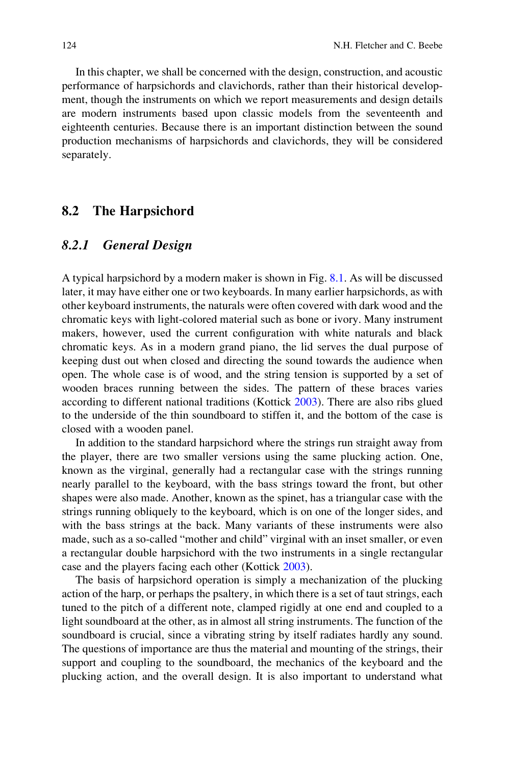In this chapter, we shall be concerned with the design, construction, and acoustic performance of harpsichords and clavichords, rather than their historical development, though the instruments on which we report measurements and design details are modern instruments based upon classic models from the seventeenth and eighteenth centuries. Because there is an important distinction between the sound production mechanisms of harpsichords and clavichords, they will be considered separately.

## 8.2 The Harpsichord

### *8.2.1 General Design*

A typical harpsichord by a modern maker is shown in Fig. 8.1. As will be discussed later, it may have either one or two keyboards. In many earlier harpsichords, as with other keyboard instruments, the naturals were often covered with dark wood and the chromatic keys with light-colored material such as bone or ivory. Many instrument makers, however, used the current configuration with white naturals and black chromatic keys. As in a modern grand piano, the lid serves the dual purpose of keeping dust out when closed and directing the sound towards the audience when open. The whole case is of wood, and the string tension is supported by a set of wooden braces running between the sides. The pattern of these braces varies according to different national traditions (Kottick 2003). There are also ribs glued to the underside of the thin soundboard to stiffen it, and the bottom of the case is closed with a wooden panel.

In addition to the standard harpsichord where the strings run straight away from the player, there are two smaller versions using the same plucking action. One, known as the virginal, generally had a rectangular case with the strings running nearly parallel to the keyboard, with the bass strings toward the front, but other shapes were also made. Another, known as the spinet, has a triangular case with the strings running obliquely to the keyboard, which is on one of the longer sides, and with the bass strings at the back. Many variants of these instruments were also made, such as a so-called "mother and child" virginal with an inset smaller, or even a rectangular double harpsichord with the two instruments in a single rectangular case and the players facing each other (Kottick 2003).

The basis of harpsichord operation is simply a mechanization of the plucking action of the harp, or perhaps the psaltery, in which there is a set of taut strings, each tuned to the pitch of a different note, clamped rigidly at one end and coupled to a light soundboard at the other, as in almost all string instruments. The function of the soundboard is crucial, since a vibrating string by itself radiates hardly any sound. The questions of importance are thus the material and mounting of the strings, their support and coupling to the soundboard, the mechanics of the keyboard and the plucking action, and the overall design. It is also important to understand what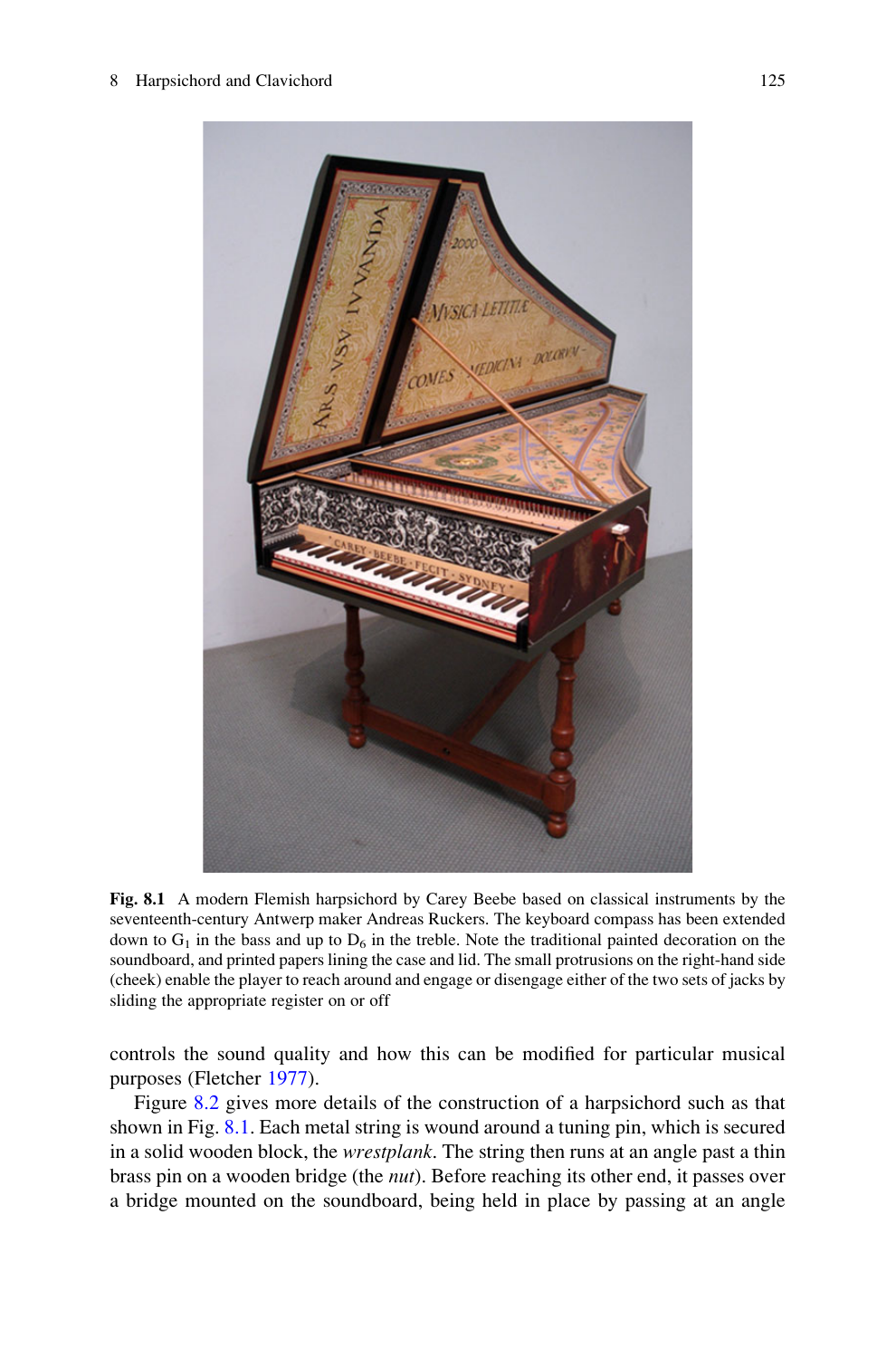**Fig. 8.1** A modern Flemish harpsichord by Carey Beebe based on classical instruments by the seventeenth-century Antwerp maker Andreas Ruckers. The keyboard compass has been extended down to $G_1$ in the bass and up to $D_6$ in the treble. Note the traditional painted decoration on the soundboard, and printed papers lining the case and lid. The small protrusions on the right-hand side (cheek) enable the player to reach around and engage or disengage either of the two sets of jacks by sliding the appropriate register on or off

controls the sound quality and how this can be modified for particular musical purposes (Fletcher 1977).

Figure 8.2 gives more details of the construction of a harpsichord such as that shown in Fig. 8.1. Each metal string is wound around a tuning pin, which is secured in a solid wooden block, the *wrestplank*. The string then runs at an angle past a thin brass pin on a wooden bridge (the *nut*). Before reaching its other end, it passes over a bridge mounted on the soundboard, being held in place by passing at an angle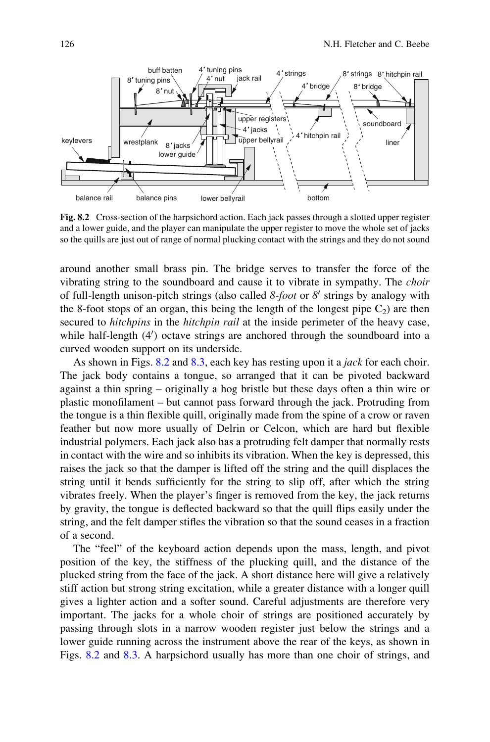**Fig. 8.2** Cross-section of the harpsichord action. Each jack passes through a slotted upper register and a lower guide, and the player can manipulate the upper register to move the whole set of jacks so the quills are just out of range of normal plucking contact with the strings and they do not sound

around another small brass pin. The bridge serves to transfer the force of the vibrating string to the soundboard and cause it to vibrate in sympathy. The *choir* of full-length unison-pitch strings (also called *8-foot* or *8′* strings by analogy with the 8-foot stops of an organ, this being the length of the longest pipe $C_2$) are then secured to *hitchpins* in the *hitchpin rail* at the inside perimeter of the heavy case, while half-length (4′) octave strings are anchored through the soundboard into a curved wooden support on its underside.

As shown in Figs. 8.2 and 8.3, each key has resting upon it a *jack* for each choir. The jack body contains a tongue, so arranged that it can be pivoted backward against a thin spring – originally a hog bristle but these days often a thin wire or plastic monofilament – but cannot pass forward through the jack. Protruding from the tongue is a thin flexible quill, originally made from the spine of a crow or raven feather but now more usually of Delrin or Celcon, which are hard but flexible industrial polymers. Each jack also has a protruding felt damper that normally rests in contact with the wire and so inhibits its vibration. When the key is depressed, this raises the jack so that the damper is lifted off the string and the quill displaces the string until it bends sufficiently for the string to slip off, after which the string vibrates freely. When the player's finger is removed from the key, the jack returns by gravity, the tongue is deflected backward so that the quill flips easily under the string, and the felt damper stifles the vibration so that the sound ceases in a fraction of a second.

The "feel" of the keyboard action depends upon the mass, length, and pivot position of the key, the stiffness of the plucking quill, and the distance of the plucked string from the face of the jack. A short distance here will give a relatively stiff action but strong string excitation, while a greater distance with a longer quill gives a lighter action and a softer sound. Careful adjustments are therefore very important. The jacks for a whole choir of strings are positioned accurately by passing through slots in a narrow wooden register just below the strings and a lower guide running across the instrument above the rear of the keys, as shown in Figs. 8.2 and 8.3. A harpsichord usually has more than one choir of strings, and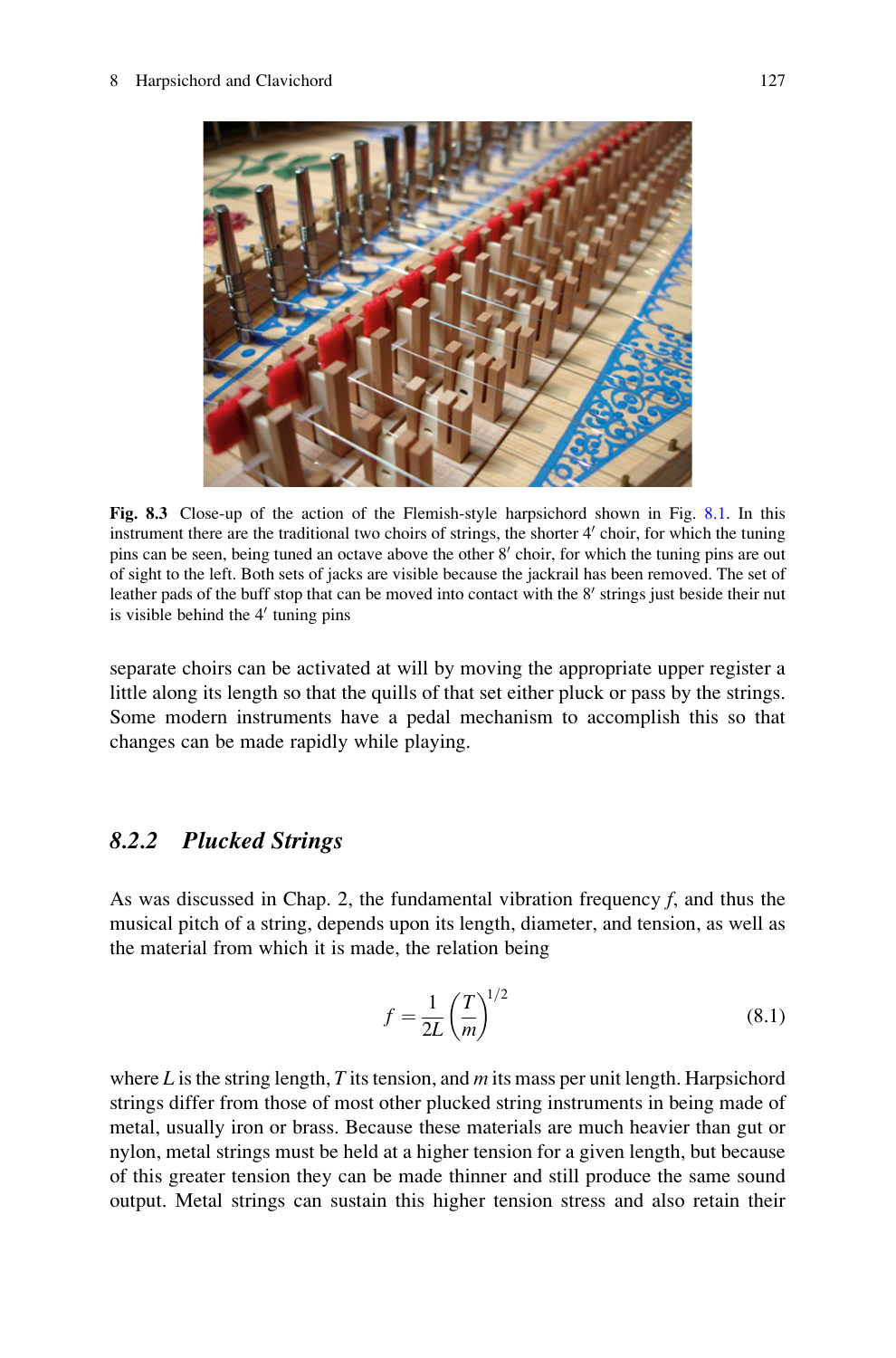**Fig. 8.3** Close-up of the action of the Flemish-style harpsichord shown in Fig. 8.1. In this instrument there are the traditional two choirs of strings, the shorter 4′ choir, for which the tuning pins can be seen, being tuned an octave above the other 8′ choir, for which the tuning pins are out of sight to the left. Both sets of jacks are visible because the jackrail has been removed. The set of leather pads of the buff stop that can be moved into contact with the 8′ strings just beside their nut is visible behind the 4′ tuning pins

separate choirs can be activated at will by moving the appropriate upper register a little along its length so that the quills of that set either pluck or pass by the strings. Some modern instruments have a pedal mechanism to accomplish this so that changes can be made rapidly while playing.

### 8.2.2 Plucked Strings

As was discussed in Chap. 2, the fundamental vibration frequency $f$, and thus the musical pitch of a string, depends upon its length, diameter, and tension, as well as the material from which it is made, the relation being

$$f = \frac{1}{2L}\left(\frac{T}{m}\right)^{1/2} \tag{8.1}$$

where $L$ is the string length, $T$ its tension, and $m$ its mass per unit length. Harpsichord strings differ from those of most other plucked string instruments in being made of metal, usually iron or brass. Because these materials are much heavier than gut or nylon, metal strings must be held at a higher tension for a given length, but because of this greater tension they can be made thinner and still produce the same sound output. Metal strings can sustain this higher tension stress and also retain their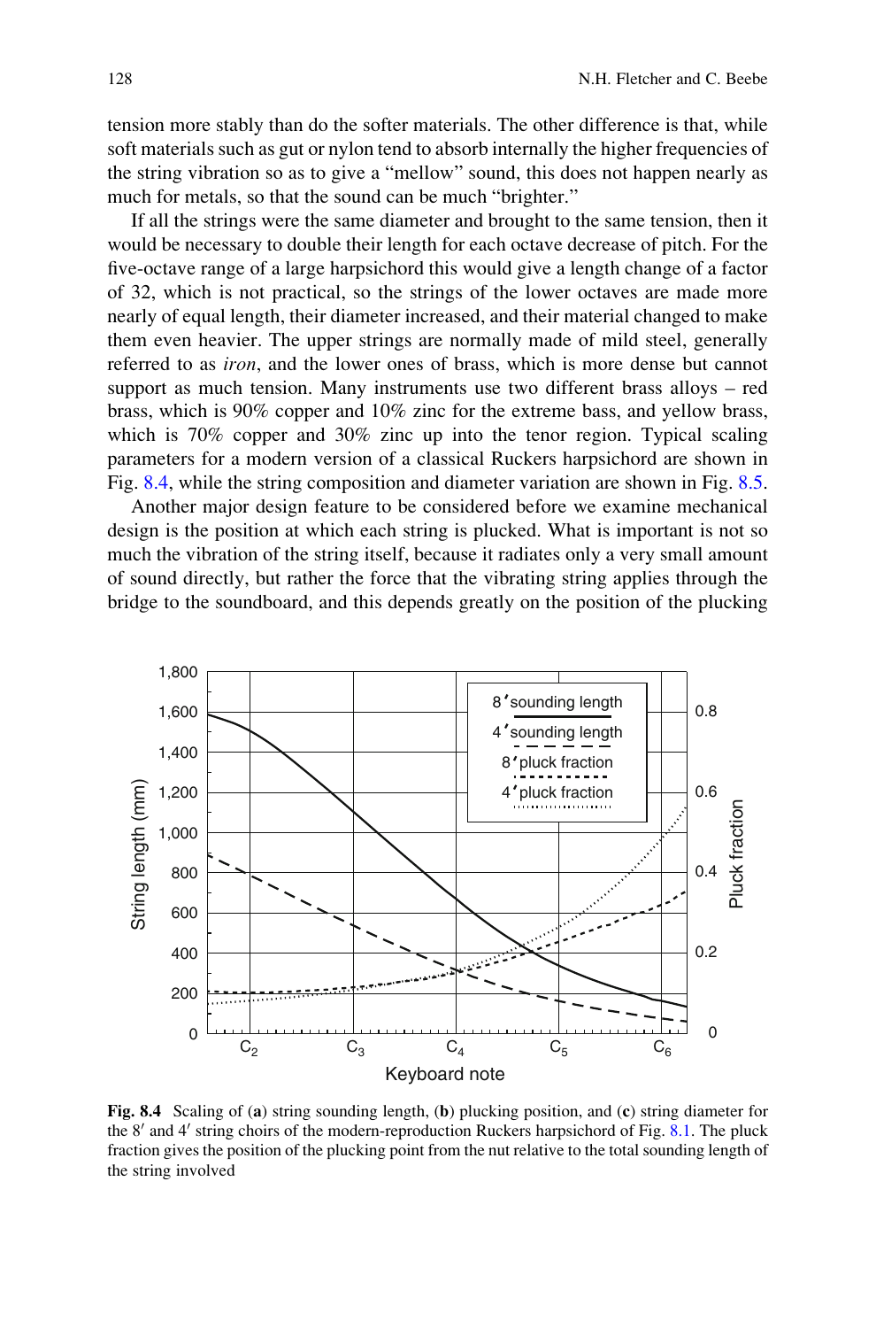tension more stably than do the softer materials. The other difference is that, while soft materials such as gut or nylon tend to absorb internally the higher frequencies of the string vibration so as to give a "mellow" sound, this does not happen nearly as much for metals, so that the sound can be much "brighter."

If all the strings were the same diameter and brought to the same tension, then it would be necessary to double their length for each octave decrease of pitch. For the five-octave range of a large harpsichord this would give a length change of a factor of 32, which is not practical, so the strings of the lower octaves are made more nearly of equal length, their diameter increased, and their material changed to make them even heavier. The upper strings are normally made of mild steel, generally referred to as *iron*, and the lower ones of brass, which is more dense but cannot support as much tension. Many instruments use two different brass alloys – red brass, which is 90% copper and 10% zinc for the extreme bass, and yellow brass, which is 70% copper and 30% zinc up into the tenor region. Typical scaling parameters for a modern version of a classical Ruckers harpsichord are shown in Fig. 8.4, while the string composition and diameter variation are shown in Fig. 8.5.

Another major design feature to be considered before we examine mechanical design is the position at which each string is plucked. What is important is not so much the vibration of the string itself, because it radiates only a very small amount of sound directly, but rather the force that the vibrating string applies through the bridge to the soundboard, and this depends greatly on the position of the plucking

**Fig. 8.4** Scaling of (**a**) string sounding length, (**b**) plucking position, and (**c**) string diameter for the 8′ and 4′ string choirs of the modern-reproduction Ruckers harpsichord of Fig. 8.1. The pluck fraction gives the position of the plucking point from the nut relative to the total sounding length of the string involved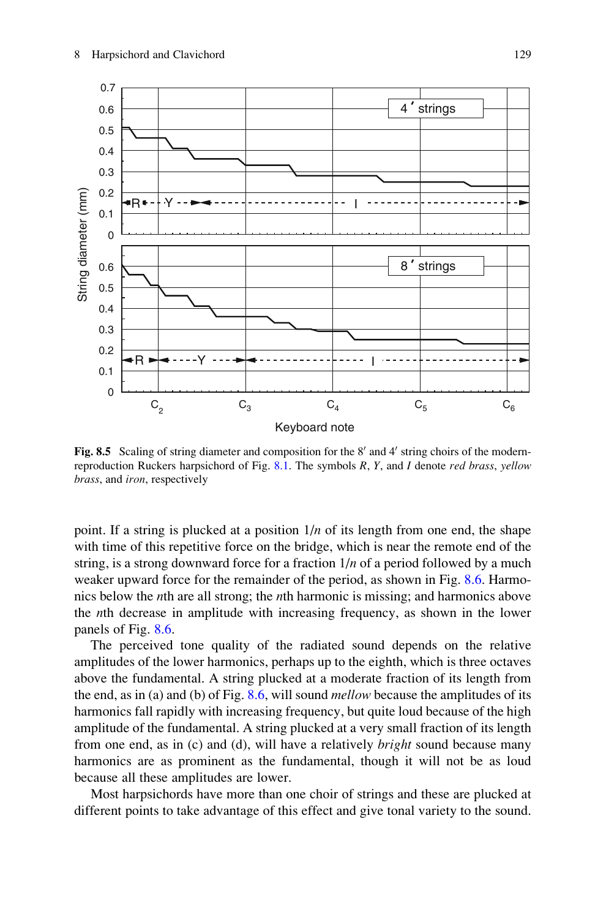**Fig. 8.5** Scaling of string diameter and composition for the 8′ and 4′ string choirs of the modern-reproduction Ruckers harpsichord of Fig. 8.1. The symbols *R*, *Y*, and *I* denote *red brass*, *yellow brass*, and *iron*, respectively

point. If a string is plucked at a position $1/n$ of its length from one end, the shape with time of this repetitive force on the bridge, which is near the remote end of the string, is a strong downward force for a fraction $1/n$ of a period followed by a much weaker upward force for the remainder of the period, as shown in Fig. 8.6. Harmonics below the $n$th are all strong; the $n$th harmonic is missing; and harmonics above the $n$th decrease in amplitude with increasing frequency, as shown in the lower panels of Fig. 8.6.

The perceived tone quality of the radiated sound depends on the relative amplitudes of the lower harmonics, perhaps up to the eighth, which is three octaves above the fundamental. A string plucked at a moderate fraction of its length from the end, as in (a) and (b) of Fig. 8.6, will sound *mellow* because the amplitudes of its harmonics fall rapidly with increasing frequency, but quite loud because of the high amplitude of the fundamental. A string plucked at a very small fraction of its length from one end, as in (c) and (d), will have a relatively *bright* sound because many harmonics are as prominent as the fundamental, though it will not be as loud because all these amplitudes are lower.

Most harpsichords have more than one choir of strings and these are plucked at different points to take advantage of this effect and give tonal variety to the sound.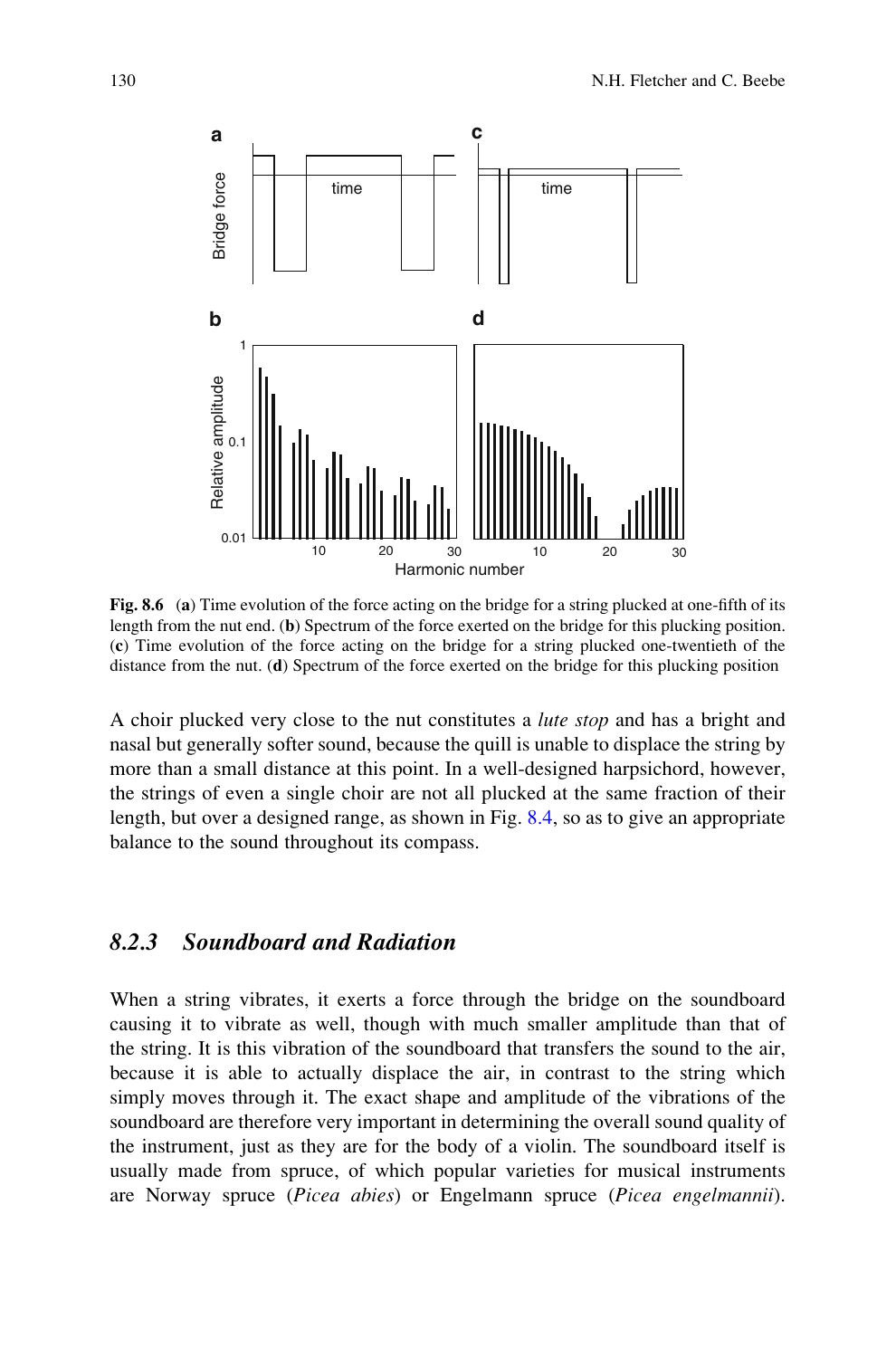a

Bridge force

time

c

time

b

1

Relative amplitude

0.1

0.01

10 20 30

d

10 20 30

Harmonic number

**Fig. 8.6** (**a**) Time evolution of the force acting on the bridge for a string plucked at one-fifth of its length from the nut end. (**b**) Spectrum of the force exerted on the bridge for this plucking position. (**c**) Time evolution of the force acting on the bridge for a string plucked one-twentieth of the distance from the nut. (**d**) Spectrum of the force exerted on the bridge for this plucking position

A choir plucked very close to the nut constitutes a *lute stop* and has a bright and nasal but generally softer sound, because the quill is unable to displace the string by more than a small distance at this point. In a well-designed harpsichord, however, the strings of even a single choir are not all plucked at the same fraction of their length, but over a designed range, as shown in Fig. 8.4, so as to give an appropriate balance to the sound throughout its compass.

### 8.2.3 Soundboard and Radiation

When a string vibrates, it exerts a force through the bridge on the soundboard causing it to vibrate as well, though with much smaller amplitude than that of the string. It is this vibration of the soundboard that transfers the sound to the air, because it is able to actually displace the air, in contrast to the string which simply moves through it. The exact shape and amplitude of the vibrations of the soundboard are therefore very important in determining the overall sound quality of the instrument, just as they are for the body of a violin. The soundboard itself is usually made from spruce, of which popular varieties for musical instruments are Norway spruce (*Picea abies*) or Engelmann spruce (*Picea engelmannii*).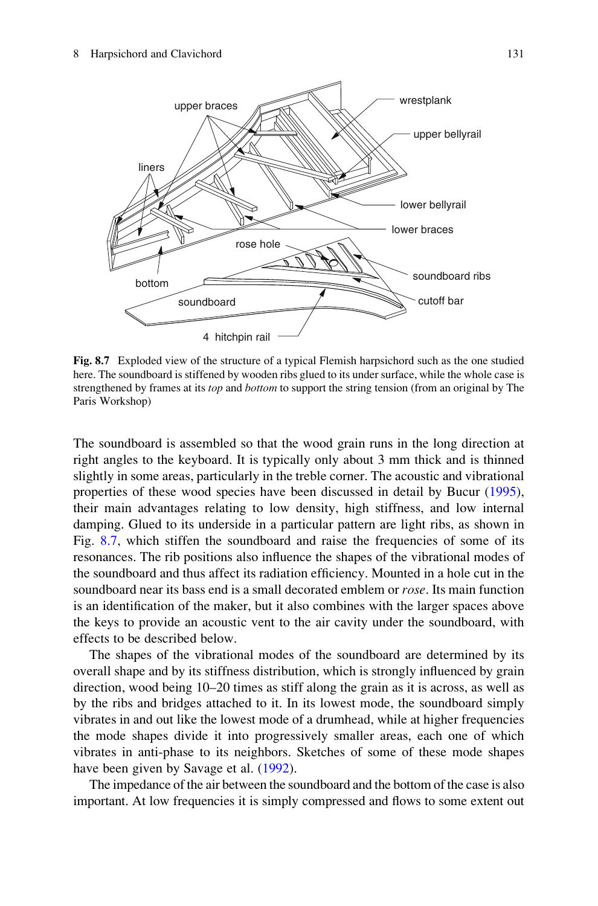**Fig. 8.7** Exploded view of the structure of a typical Flemish harpsichord such as the one studied here. The soundboard is stiffened by wooden ribs glued to its under surface, while the whole case is strengthened by frames at its *top* and *bottom* to support the string tension (from an original by The Paris Workshop)

The soundboard is assembled so that the wood grain runs in the long direction at right angles to the keyboard. It is typically only about 3 mm thick and is thinned slightly in some areas, particularly in the treble corner. The acoustic and vibrational properties of these wood species have been discussed in detail by Bucur (1995), their main advantages relating to low density, high stiffness, and low internal damping. Glued to its underside in a particular pattern are light ribs, as shown in Fig. 8.7, which stiffen the soundboard and raise the frequencies of some of its resonances. The rib positions also influence the shapes of the vibrational modes of the soundboard and thus affect its radiation efficiency. Mounted in a hole cut in the soundboard near its bass end is a small decorated emblem or *rose*. Its main function is an identification of the maker, but it also combines with the larger spaces above the keys to provide an acoustic vent to the air cavity under the soundboard, with effects to be described below.

The shapes of the vibrational modes of the soundboard are determined by its overall shape and by its stiffness distribution, which is strongly influenced by grain direction, wood being 10–20 times as stiff along the grain as it is across, as well as by the ribs and bridges attached to it. In its lowest mode, the soundboard simply vibrates in and out like the lowest mode of a drumhead, while at higher frequencies the mode shapes divide it into progressively smaller areas, each one of which vibrates in anti-phase to its neighbors. Sketches of some of these mode shapes have been given by Savage et al. (1992).

The impedance of the air between the soundboard and the bottom of the case is also important. At low frequencies it is simply compressed and flows to some extent out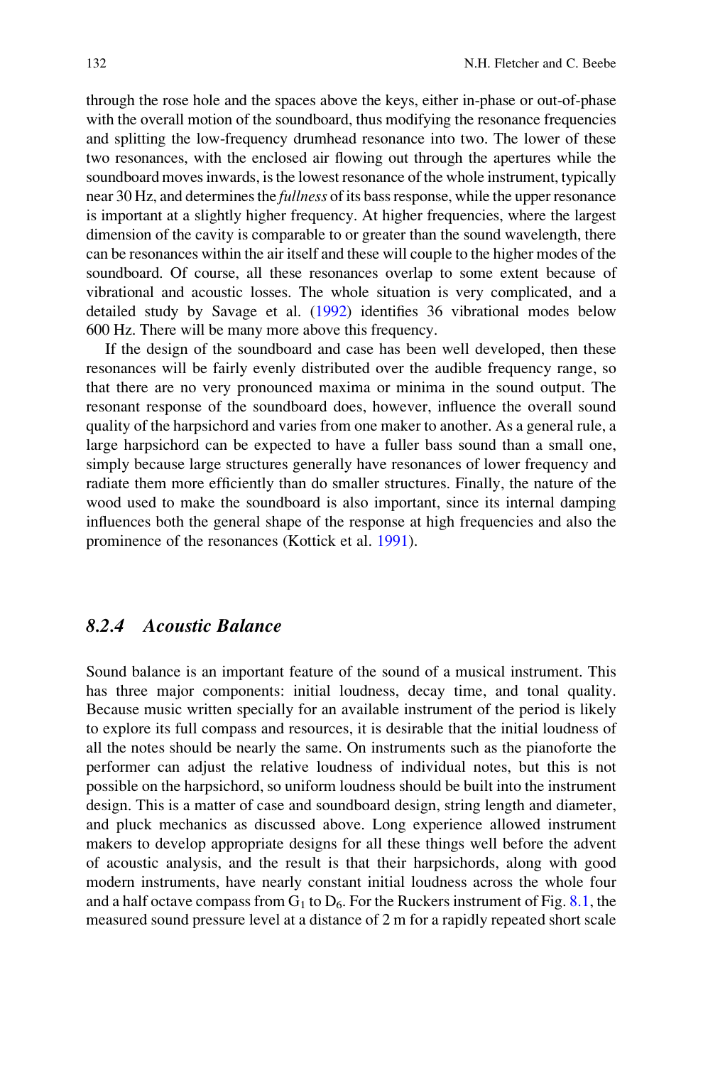through the rose hole and the spaces above the keys, either in-phase or out-of-phase with the overall motion of the soundboard, thus modifying the resonance frequencies and splitting the low-frequency drumhead resonance into two. The lower of these two resonances, with the enclosed air flowing out through the apertures while the soundboard moves inwards, is the lowest resonance of the whole instrument, typically near 30 Hz, and determines the *fullness* of its bass response, while the upper resonance is important at a slightly higher frequency. At higher frequencies, where the largest dimension of the cavity is comparable to or greater than the sound wavelength, there can be resonances within the air itself and these will couple to the higher modes of the soundboard. Of course, all these resonances overlap to some extent because of vibrational and acoustic losses. The whole situation is very complicated, and a detailed study by Savage et al. (1992) identifies 36 vibrational modes below 600 Hz. There will be many more above this frequency.

If the design of the soundboard and case has been well developed, then these resonances will be fairly evenly distributed over the audible frequency range, so that there are no very pronounced maxima or minima in the sound output. The resonant response of the soundboard does, however, influence the overall sound quality of the harpsichord and varies from one maker to another. As a general rule, a large harpsichord can be expected to have a fuller bass sound than a small one, simply because large structures generally have resonances of lower frequency and radiate them more efficiently than do smaller structures. Finally, the nature of the wood used to make the soundboard is also important, since its internal damping influences both the general shape of the response at high frequencies and also the prominence of the resonances (Kottick et al. 1991).

### 8.2.4 Acoustic Balance

Sound balance is an important feature of the sound of a musical instrument. This has three major components: initial loudness, decay time, and tonal quality. Because music written specially for an available instrument of the period is likely to explore its full compass and resources, it is desirable that the initial loudness of all the notes should be nearly the same. On instruments such as the pianoforte the performer can adjust the relative loudness of individual notes, but this is not possible on the harpsichord, so uniform loudness should be built into the instrument design. This is a matter of case and soundboard design, string length and diameter, and pluck mechanics as discussed above. Long experience allowed instrument makers to develop appropriate designs for all these things well before the advent of acoustic analysis, and the result is that their harpsichords, along with good modern instruments, have nearly constant initial loudness across the whole four and a half octave compass from $G_1$ to $D_6$. For the Ruckers instrument of Fig. 8.1, the measured sound pressure level at a distance of 2 m for a rapidly repeated short scale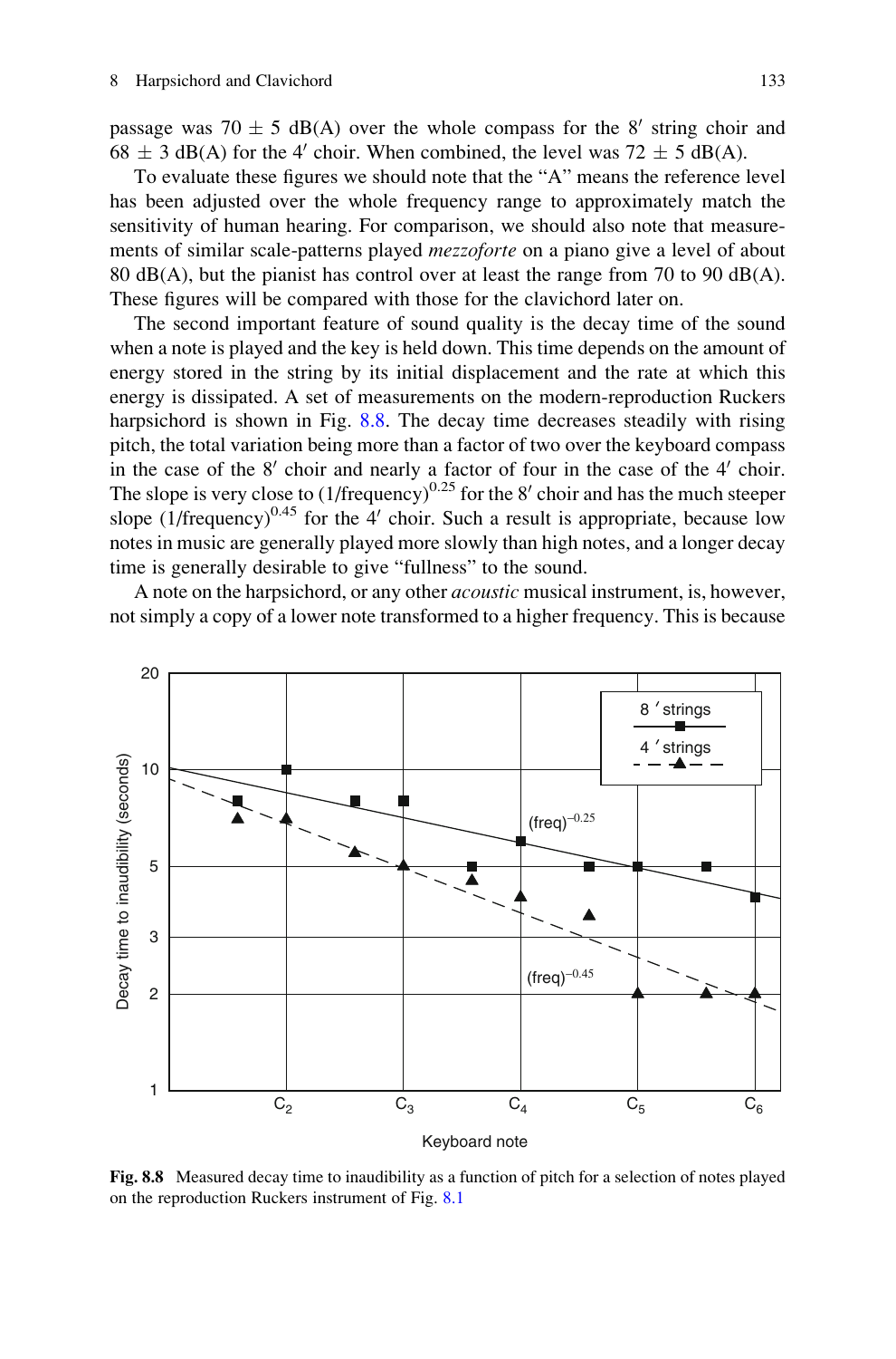passage was 70 ± 5 dB(A) over the whole compass for the 8′ string choir and 68 ± 3 dB(A) for the 4′ choir. When combined, the level was 72 ± 5 dB(A).

To evaluate these figures we should note that the "A" means the reference level has been adjusted over the whole frequency range to approximately match the sensitivity of human hearing. For comparison, we should also note that measurements of similar scale-patterns played *mezzoforte* on a piano give a level of about 80 dB(A), but the pianist has control over at least the range from 70 to 90 dB(A). These figures will be compared with those for the clavichord later on.

The second important feature of sound quality is the decay time of the sound when a note is played and the key is held down. This time depends on the amount of energy stored in the string by its initial displacement and the rate at which this energy is dissipated. A set of measurements on the modern-reproduction Ruckers harpsichord is shown in Fig. 8.8. The decay time decreases steadily with rising pitch, the total variation being more than a factor of two over the keyboard compass in the case of the 8′ choir and nearly a factor of four in the case of the 4′ choir. The slope is very close to $(1/\text{frequency})^{0.25}$ for the 8′ choir and has the much steeper slope $(1/\text{frequency})^{0.45}$ for the 4′ choir. Such a result is appropriate, because low notes in music are generally played more slowly than high notes, and a longer decay time is generally desirable to give "fullness" to the sound.

A note on the harpsichord, or any other *acoustic* musical instrument, is, however, not simply a copy of a lower note transformed to a higher frequency. This is because

**Fig. 8.8** Measured decay time to inaudibility as a function of pitch for a selection of notes played on the reproduction Ruckers instrument of Fig. 8.1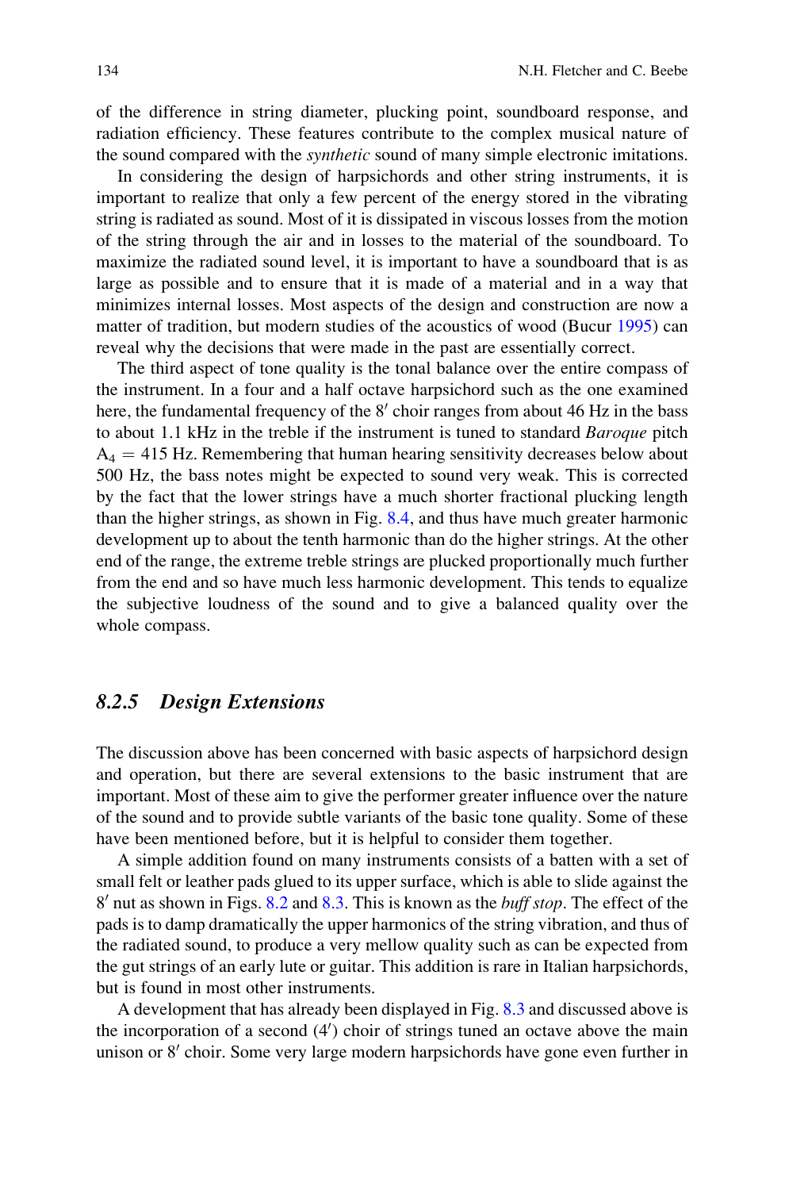of the difference in string diameter, plucking point, soundboard response, and radiation efficiency. These features contribute to the complex musical nature of the sound compared with the *synthetic* sound of many simple electronic imitations.

In considering the design of harpsichords and other string instruments, it is important to realize that only a few percent of the energy stored in the vibrating string is radiated as sound. Most of it is dissipated in viscous losses from the motion of the string through the air and in losses to the material of the soundboard. To maximize the radiated sound level, it is important to have a soundboard that is as large as possible and to ensure that it is made of a material and in a way that minimizes internal losses. Most aspects of the design and construction are now a matter of tradition, but modern studies of the acoustics of wood (Bucur 1995) can reveal why the decisions that were made in the past are essentially correct.

The third aspect of tone quality is the tonal balance over the entire compass of the instrument. In a four and a half octave harpsichord such as the one examined here, the fundamental frequency of the 8′ choir ranges from about 46 Hz in the bass to about 1.1 kHz in the treble if the instrument is tuned to standard *Baroque* pitch $A_4 = 415$ Hz. Remembering that human hearing sensitivity decreases below about 500 Hz, the bass notes might be expected to sound very weak. This is corrected by the fact that the lower strings have a much shorter fractional plucking length than the higher strings, as shown in Fig. 8.4, and thus have much greater harmonic development up to about the tenth harmonic than do the higher strings. At the other end of the range, the extreme treble strings are plucked proportionally much further from the end and so have much less harmonic development. This tends to equalize the subjective loudness of the sound and to give a balanced quality over the whole compass.

### 8.2.5 Design Extensions

The discussion above has been concerned with basic aspects of harpsichord design and operation, but there are several extensions to the basic instrument that are important. Most of these aim to give the performer greater influence over the nature of the sound and to provide subtle variants of the basic tone quality. Some of these have been mentioned before, but it is helpful to consider them together.

A simple addition found on many instruments consists of a batten with a set of small felt or leather pads glued to its upper surface, which is able to slide against the 8′ nut as shown in Figs. 8.2 and 8.3. This is known as the *buff stop*. The effect of the pads is to damp dramatically the upper harmonics of the string vibration, and thus of the radiated sound, to produce a very mellow quality such as can be expected from the gut strings of an early lute or guitar. This addition is rare in Italian harpsichords, but is found in most other instruments.

A development that has already been displayed in Fig. 8.3 and discussed above is the incorporation of a second (4′) choir of strings tuned an octave above the main unison or 8′ choir. Some very large modern harpsichords have gone even further in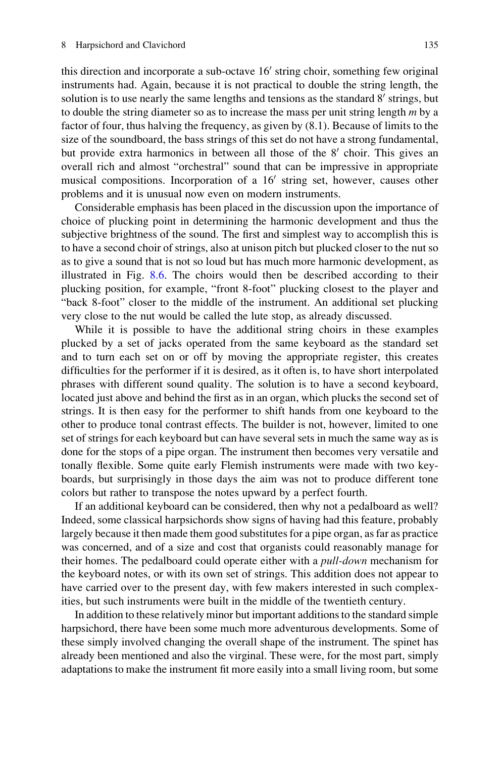this direction and incorporate a sub-octave 16′ string choir, something few original instruments had. Again, because it is not practical to double the string length, the solution is to use nearly the same lengths and tensions as the standard 8′ strings, but to double the string diameter so as to increase the mass per unit string length $m$ by a factor of four, thus halving the frequency, as given by (8.1). Because of limits to the size of the soundboard, the bass strings of this set do not have a strong fundamental, but provide extra harmonics in between all those of the 8′ choir. This gives an overall rich and almost "orchestral" sound that can be impressive in appropriate musical compositions. Incorporation of a 16′ string set, however, causes other problems and it is unusual now even on modern instruments.

Considerable emphasis has been placed in the discussion upon the importance of choice of plucking point in determining the harmonic development and thus the subjective brightness of the sound. The first and simplest way to accomplish this is to have a second choir of strings, also at unison pitch but plucked closer to the nut so as to give a sound that is not so loud but has much more harmonic development, as illustrated in Fig. 8.6. The choirs would then be described according to their plucking position, for example, "front 8-foot" plucking closest to the player and "back 8-foot" closer to the middle of the instrument. An additional set plucking very close to the nut would be called the lute stop, as already discussed.

While it is possible to have the additional string choirs in these examples plucked by a set of jacks operated from the same keyboard as the standard set and to turn each set on or off by moving the appropriate register, this creates difficulties for the performer if it is desired, as it often is, to have short interpolated phrases with different sound quality. The solution is to have a second keyboard, located just above and behind the first as in an organ, which plucks the second set of strings. It is then easy for the performer to shift hands from one keyboard to the other to produce tonal contrast effects. The builder is not, however, limited to one set of strings for each keyboard but can have several sets in much the same way as is done for the stops of a pipe organ. The instrument then becomes very versatile and tonally flexible. Some quite early Flemish instruments were made with two keyboards, but surprisingly in those days the aim was not to produce different tone colors but rather to transpose the notes upward by a perfect fourth.

If an additional keyboard can be considered, then why not a pedalboard as well? Indeed, some classical harpsichords show signs of having had this feature, probably largely because it then made them good substitutes for a pipe organ, as far as practice was concerned, and of a size and cost that organists could reasonably manage for their homes. The pedalboard could operate either with a *pull-down* mechanism for the keyboard notes, or with its own set of strings. This addition does not appear to have carried over to the present day, with few makers interested in such complexities, but such instruments were built in the middle of the twentieth century.

In addition to these relatively minor but important additions to the standard simple harpsichord, there have been some much more adventurous developments. Some of these simply involved changing the overall shape of the instrument. The spinet has already been mentioned and also the virginal. These were, for the most part, simply adaptations to make the instrument fit more easily into a small living room, but some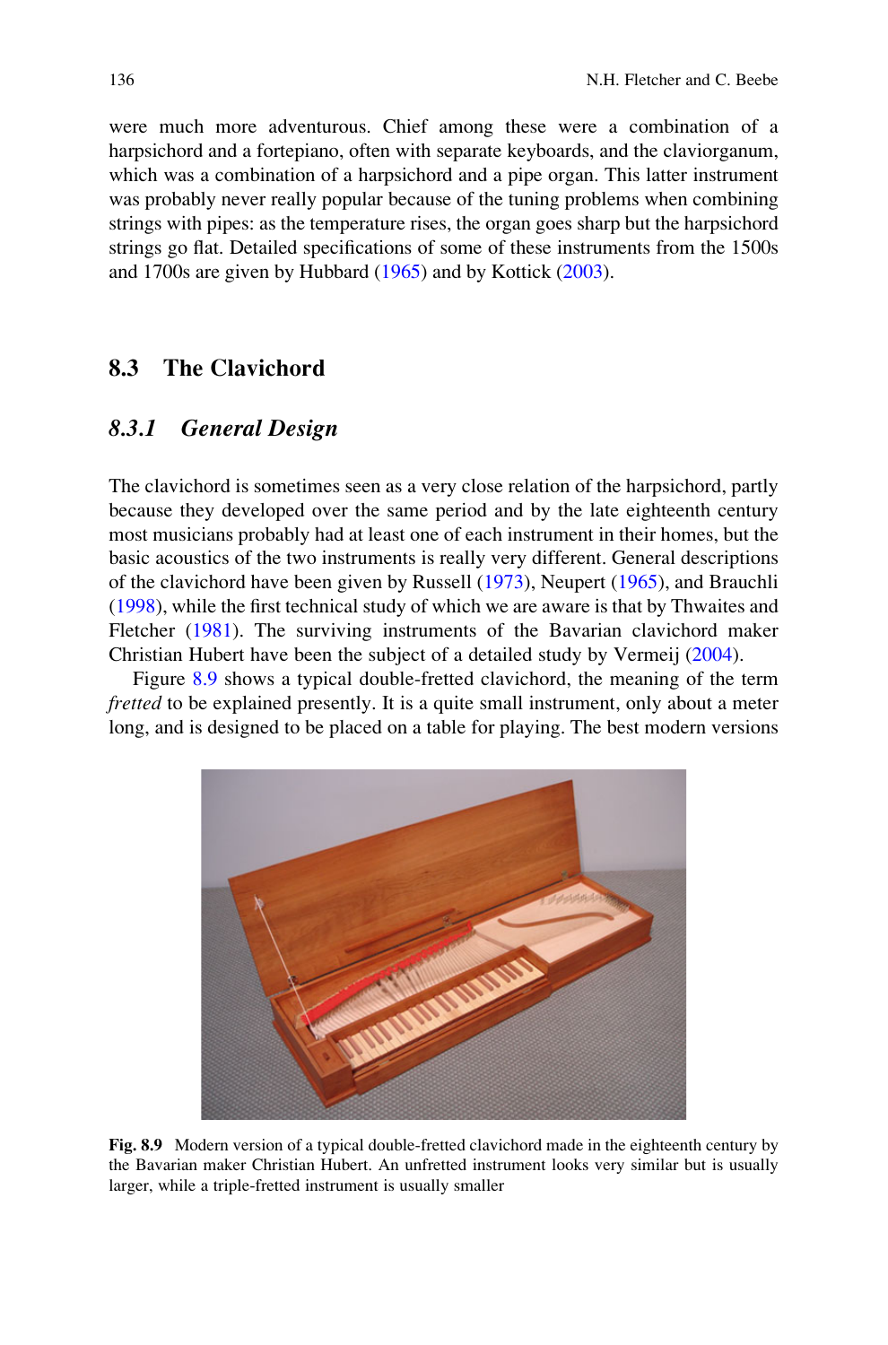were much more adventurous. Chief among these were a combination of a harpsichord and a fortepiano, often with separate keyboards, and the claviorganum, which was a combination of a harpsichord and a pipe organ. This latter instrument was probably never really popular because of the tuning problems when combining strings with pipes: as the temperature rises, the organ goes sharp but the harpsichord strings go flat. Detailed specifications of some of these instruments from the 1500s and 1700s are given by Hubbard (1965) and by Kottick (2003).

## 8.3 The Clavichord

### *8.3.1 General Design*

The clavichord is sometimes seen as a very close relation of the harpsichord, partly because they developed over the same period and by the late eighteenth century most musicians probably had at least one of each instrument in their homes, but the basic acoustics of the two instruments is really very different. General descriptions of the clavichord have been given by Russell (1973), Neupert (1965), and Brauchli (1998), while the first technical study of which we are aware is that by Thwaites and Fletcher (1981). The surviving instruments of the Bavarian clavichord maker Christian Hubert have been the subject of a detailed study by Vermeij (2004).

Figure 8.9 shows a typical double-fretted clavichord, the meaning of the term *fretted* to be explained presently. It is a quite small instrument, only about a meter long, and is designed to be placed on a table for playing. The best modern versions

**Fig. 8.9** Modern version of a typical double-fretted clavichord made in the eighteenth century by the Bavarian maker Christian Hubert. An unfretted instrument looks very similar but is usually larger, while a triple-fretted instrument is usually smaller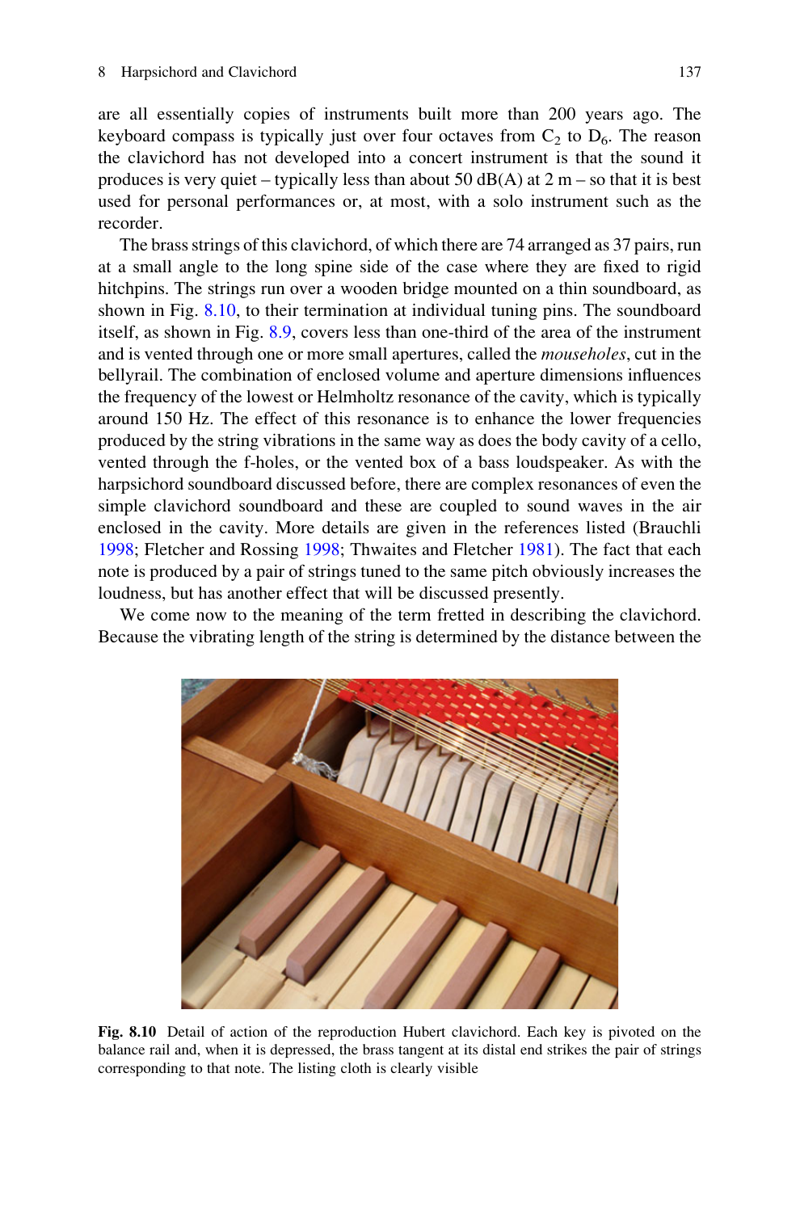are all essentially copies of instruments built more than 200 years ago. The keyboard compass is typically just over four octaves from $C_2$ to $D_6$. The reason the clavichord has not developed into a concert instrument is that the sound it produces is very quiet – typically less than about 50 dB(A) at 2 m – so that it is best used for personal performances or, at most, with a solo instrument such as the recorder.

The brass strings of this clavichord, of which there are 74 arranged as 37 pairs, run at a small angle to the long spine side of the case where they are fixed to rigid hitchpins. The strings run over a wooden bridge mounted on a thin soundboard, as shown in Fig. 8.10, to their termination at individual tuning pins. The soundboard itself, as shown in Fig. 8.9, covers less than one-third of the area of the instrument and is vented through one or more small apertures, called the *mouseholes*, cut in the bellyrail. The combination of enclosed volume and aperture dimensions influences the frequency of the lowest or Helmholtz resonance of the cavity, which is typically around 150 Hz. The effect of this resonance is to enhance the lower frequencies produced by the string vibrations in the same way as does the body cavity of a cello, vented through the f-holes, or the vented box of a bass loudspeaker. As with the harpsichord soundboard discussed before, there are complex resonances of even the simple clavichord soundboard and these are coupled to sound waves in the air enclosed in the cavity. More details are given in the references listed (Brauchli 1998; Fletcher and Rossing 1998; Thwaites and Fletcher 1981). The fact that each note is produced by a pair of strings tuned to the same pitch obviously increases the loudness, but has another effect that will be discussed presently.

We come now to the meaning of the term fretted in describing the clavichord. Because the vibrating length of the string is determined by the distance between the

**Fig. 8.10** Detail of action of the reproduction Hubert clavichord. Each key is pivoted on the balance rail and, when it is depressed, the brass tangent at its distal end strikes the pair of strings corresponding to that note. The listing cloth is clearly visible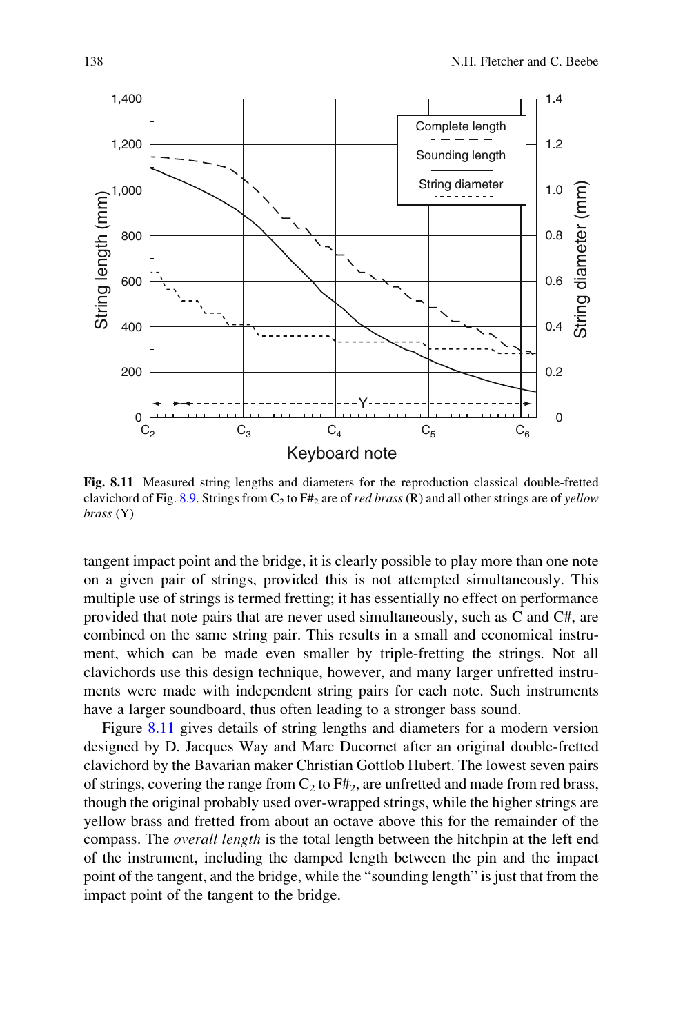1,400
1,200
1,000
800
600
400
200
0

String length (mm)

1.4
1.2
1.0
0.8
0.6
0.4
0.2
0

String diameter (mm)

Complete length

Sounding length

String diameter

Y

$C_2$ $C_3$ $C_4$ $C_5$ $C_6$

Keyboard note

**Fig. 8.11** Measured string lengths and diameters for the reproduction classical double-fretted clavichord of Fig. 8.9. Strings from $C_2$ to $F\#_2$ are of *red brass* (R) and all other strings are of *yellow brass* (Y)

tangent impact point and the bridge, it is clearly possible to play more than one note on a given pair of strings, provided this is not attempted simultaneously. This multiple use of strings is termed fretting; it has essentially no effect on performance provided that note pairs that are never used simultaneously, such as C and C#, are combined on the same string pair. This results in a small and economical instrument, which can be made even smaller by triple-fretting the strings. Not all clavichords use this design technique, however, and many larger unfretted instruments were made with independent string pairs for each note. Such instruments have a larger soundboard, thus often leading to a stronger bass sound.

Figure 8.11 gives details of string lengths and diameters for a modern version designed by D. Jacques Way and Marc Ducornet after an original double-fretted clavichord by the Bavarian maker Christian Gottlob Hubert. The lowest seven pairs of strings, covering the range from $C_2$ to $F\#_2$, are unfretted and made from red brass, though the original probably used over-wrapped strings, while the higher strings are yellow brass and fretted from about an octave above this for the remainder of the compass. The *overall length* is the total length between the hitchpin at the left end of the instrument, including the damped length between the pin and the impact point of the tangent, and the bridge, while the "sounding length" is just that from the impact point of the tangent to the bridge.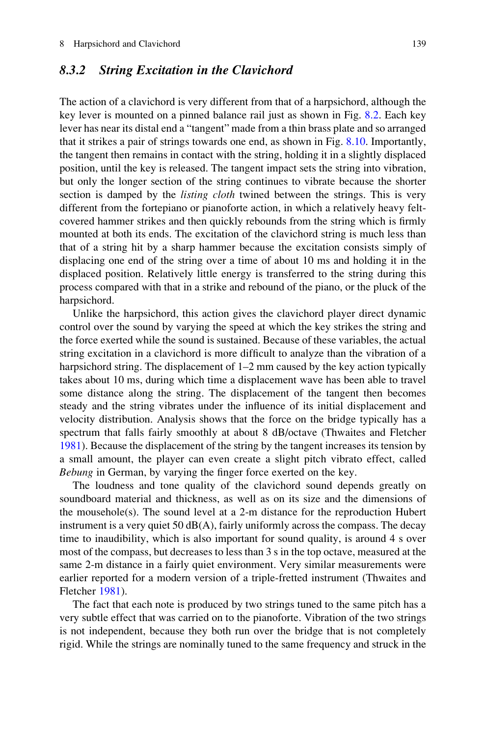### *8.3.2 String Excitation in the Clavichord*

The action of a clavichord is very different from that of a harpsichord, although the key lever is mounted on a pinned balance rail just as shown in Fig. 8.2. Each key lever has near its distal end a "tangent" made from a thin brass plate and so arranged that it strikes a pair of strings towards one end, as shown in Fig. 8.10. Importantly, the tangent then remains in contact with the string, holding it in a slightly displaced position, until the key is released. The tangent impact sets the string into vibration, but only the longer section of the string continues to vibrate because the shorter section is damped by the *listing cloth* twined between the strings. This is very different from the fortepiano or pianoforte action, in which a relatively heavy felt-covered hammer strikes and then quickly rebounds from the string which is firmly mounted at both its ends. The excitation of the clavichord string is much less than that of a string hit by a sharp hammer because the excitation consists simply of displacing one end of the string over a time of about 10 ms and holding it in the displaced position. Relatively little energy is transferred to the string during this process compared with that in a strike and rebound of the piano, or the pluck of the harpsichord.

Unlike the harpsichord, this action gives the clavichord player direct dynamic control over the sound by varying the speed at which the key strikes the string and the force exerted while the sound is sustained. Because of these variables, the actual string excitation in a clavichord is more difficult to analyze than the vibration of a harpsichord string. The displacement of 1–2 mm caused by the key action typically takes about 10 ms, during which time a displacement wave has been able to travel some distance along the string. The displacement of the tangent then becomes steady and the string vibrates under the influence of its initial displacement and velocity distribution. Analysis shows that the force on the bridge typically has a spectrum that falls fairly smoothly at about 8 dB/octave (Thwaites and Fletcher 1981). Because the displacement of the string by the tangent increases its tension by a small amount, the player can even create a slight pitch vibrato effect, called *Bebung* in German, by varying the finger force exerted on the key.

The loudness and tone quality of the clavichord sound depends greatly on soundboard material and thickness, as well as on its size and the dimensions of the mousehole(s). The sound level at a 2-m distance for the reproduction Hubert instrument is a very quiet 50 dB(A), fairly uniformly across the compass. The decay time to inaudibility, which is also important for sound quality, is around 4 s over most of the compass, but decreases to less than 3 s in the top octave, measured at the same 2-m distance in a fairly quiet environment. Very similar measurements were earlier reported for a modern version of a triple-fretted instrument (Thwaites and Fletcher 1981).

The fact that each note is produced by two strings tuned to the same pitch has a very subtle effect that was carried on to the pianoforte. Vibration of the two strings is not independent, because they both run over the bridge that is not completely rigid. While the strings are nominally tuned to the same frequency and struck in the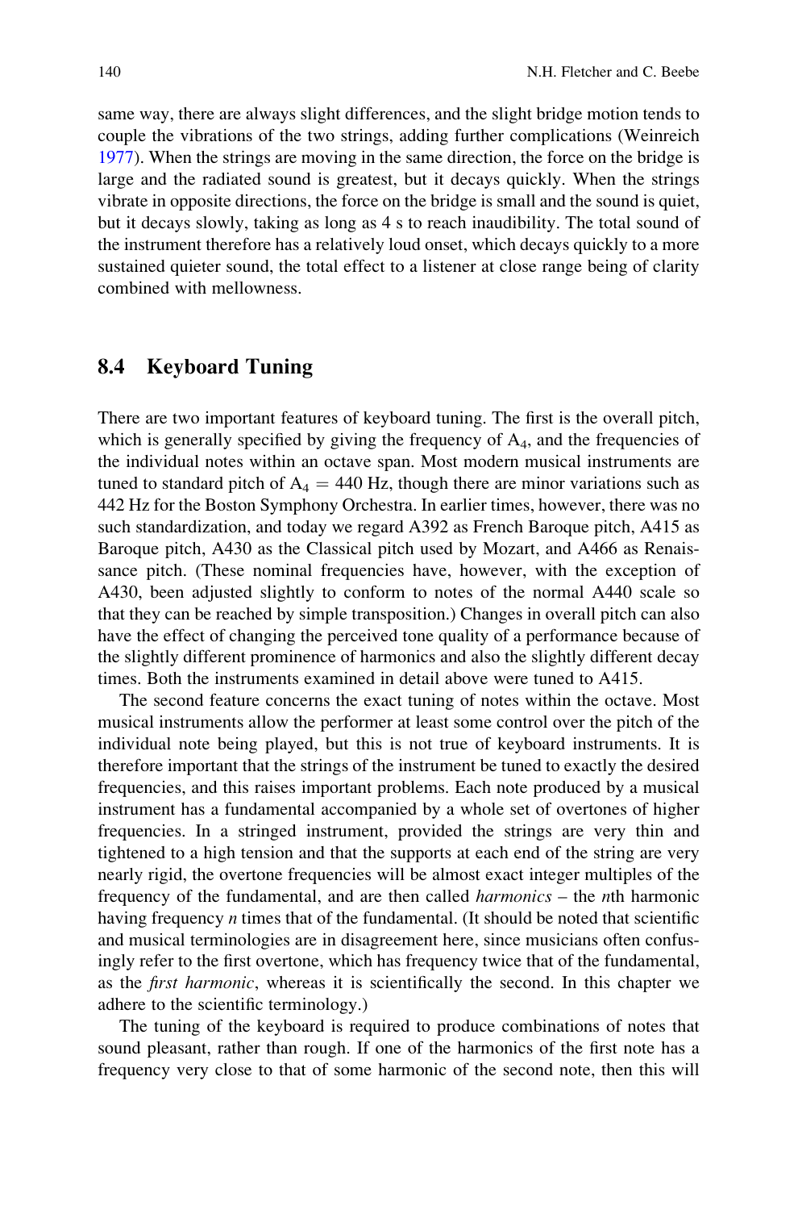same way, there are always slight differences, and the slight bridge motion tends to couple the vibrations of the two strings, adding further complications (Weinreich 1977). When the strings are moving in the same direction, the force on the bridge is large and the radiated sound is greatest, but it decays quickly. When the strings vibrate in opposite directions, the force on the bridge is small and the sound is quiet, but it decays slowly, taking as long as 4 s to reach inaudibility. The total sound of the instrument therefore has a relatively loud onset, which decays quickly to a more sustained quieter sound, the total effect to a listener at close range being of clarity combined with mellowness.

## 8.4 Keyboard Tuning

There are two important features of keyboard tuning. The first is the overall pitch, which is generally specified by giving the frequency of $A_4$, and the frequencies of the individual notes within an octave span. Most modern musical instruments are tuned to standard pitch of $A_4 = 440$ Hz, though there are minor variations such as 442 Hz for the Boston Symphony Orchestra. In earlier times, however, there was no such standardization, and today we regard A392 as French Baroque pitch, A415 as Baroque pitch, A430 as the Classical pitch used by Mozart, and A466 as Renaissance pitch. (These nominal frequencies have, however, with the exception of A430, been adjusted slightly to conform to notes of the normal A440 scale so that they can be reached by simple transposition.) Changes in overall pitch can also have the effect of changing the perceived tone quality of a performance because of the slightly different prominence of harmonics and also the slightly different decay times. Both the instruments examined in detail above were tuned to A415.

The second feature concerns the exact tuning of notes within the octave. Most musical instruments allow the performer at least some control over the pitch of the individual note being played, but this is not true of keyboard instruments. It is therefore important that the strings of the instrument be tuned to exactly the desired frequencies, and this raises important problems. Each note produced by a musical instrument has a fundamental accompanied by a whole set of overtones of higher frequencies. In a stringed instrument, provided the strings are very thin and tightened to a high tension and that the supports at each end of the string are very nearly rigid, the overtone frequencies will be almost exact integer multiples of the frequency of the fundamental, and are then called *harmonics* – the $n$th harmonic having frequency $n$ times that of the fundamental. (It should be noted that scientific and musical terminologies are in disagreement here, since musicians often confusingly refer to the first overtone, which has frequency twice that of the fundamental, as the *first harmonic*, whereas it is scientifically the second. In this chapter we adhere to the scientific terminology.)

The tuning of the keyboard is required to produce combinations of notes that sound pleasant, rather than rough. If one of the harmonics of the first note has a frequency very close to that of some harmonic of the second note, then this will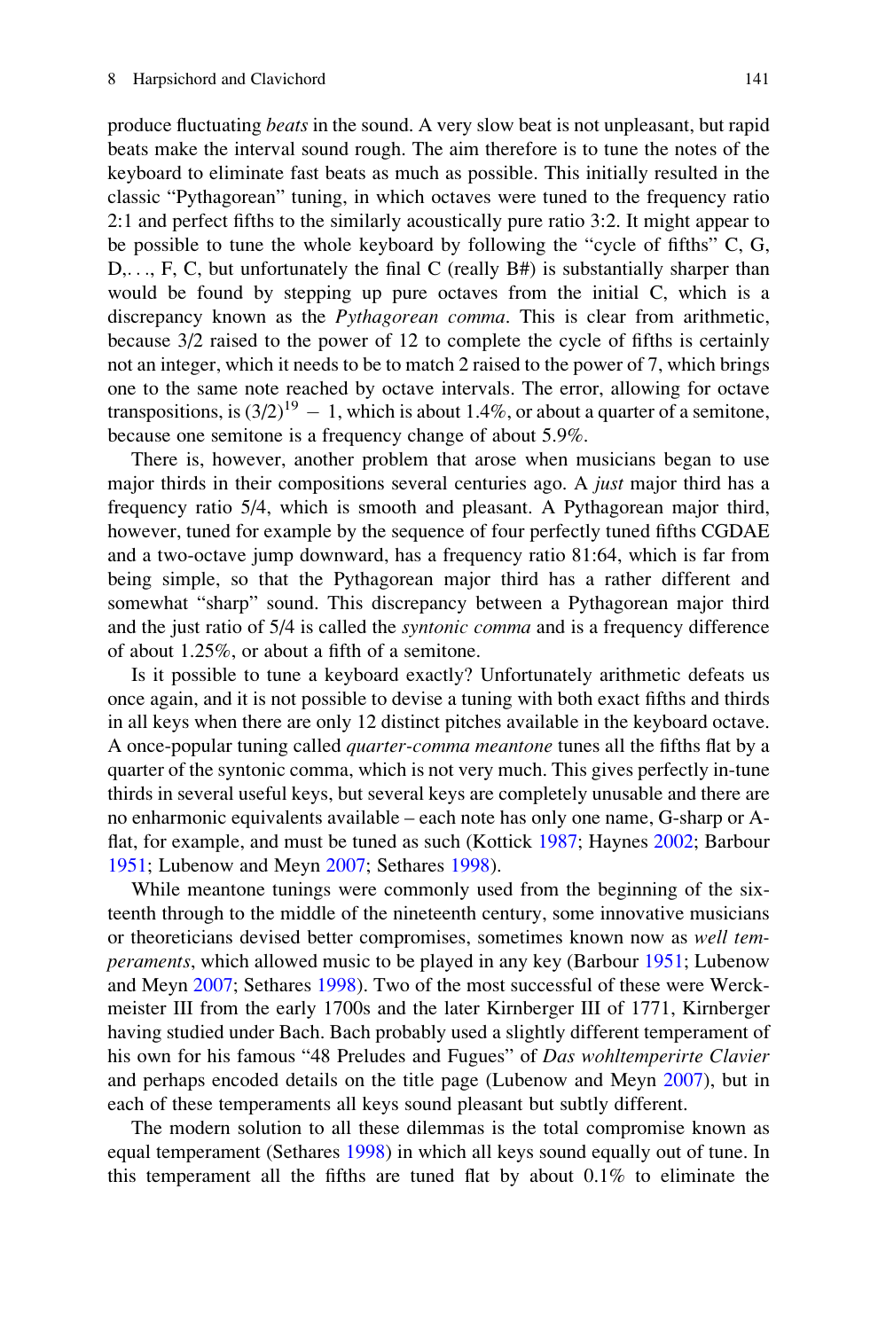produce fluctuating *beats* in the sound. A very slow beat is not unpleasant, but rapid beats make the interval sound rough. The aim therefore is to tune the notes of the keyboard to eliminate fast beats as much as possible. This initially resulted in the classic "Pythagorean" tuning, in which octaves were tuned to the frequency ratio 2:1 and perfect fifths to the similarly acoustically pure ratio 3:2. It might appear to be possible to tune the whole keyboard by following the "cycle of fifths" C, G, D,..., F, C, but unfortunately the final C (really B#) is substantially sharper than would be found by stepping up pure octaves from the initial C, which is a discrepancy known as the *Pythagorean comma*. This is clear from arithmetic, because 3/2 raised to the power of 12 to complete the cycle of fifths is certainly not an integer, which it needs to be to match 2 raised to the power of 7, which brings one to the same note reached by octave intervals. The error, allowing for octave transpositions, is $(3/2)^{19} - 1$, which is about 1.4%, or about a quarter of a semitone, because one semitone is a frequency change of about 5.9%.

There is, however, another problem that arose when musicians began to use major thirds in their compositions several centuries ago. A *just* major third has a frequency ratio 5/4, which is smooth and pleasant. A Pythagorean major third, however, tuned for example by the sequence of four perfectly tuned fifths CGDAE and a two-octave jump downward, has a frequency ratio 81:64, which is far from being simple, so that the Pythagorean major third has a rather different and somewhat "sharp" sound. This discrepancy between a Pythagorean major third and the just ratio of 5/4 is called the *syntonic comma* and is a frequency difference of about 1.25%, or about a fifth of a semitone.

Is it possible to tune a keyboard exactly? Unfortunately arithmetic defeats us once again, and it is not possible to devise a tuning with both exact fifths and thirds in all keys when there are only 12 distinct pitches available in the keyboard octave. A once-popular tuning called *quarter-comma meantone* tunes all the fifths flat by a quarter of the syntonic comma, which is not very much. This gives perfectly in-tune thirds in several useful keys, but several keys are completely unusable and there are no enharmonic equivalents available – each note has only one name, G-sharp or A-flat, for example, and must be tuned as such (Kottick 1987; Haynes 2002; Barbour 1951; Lubenow and Meyn 2007; Sethares 1998).

While meantone tunings were commonly used from the beginning of the sixteenth through to the middle of the nineteenth century, some innovative musicians or theoreticians devised better compromises, sometimes known now as *well temperaments*, which allowed music to be played in any key (Barbour 1951; Lubenow and Meyn 2007; Sethares 1998). Two of the most successful of these were Werckmeister III from the early 1700s and the later Kirnberger III of 1771, Kirnberger having studied under Bach. Bach probably used a slightly different temperament of his own for his famous "48 Preludes and Fugues" of *Das wohltemperirte Clavier* and perhaps encoded details on the title page (Lubenow and Meyn 2007), but in each of these temperaments all keys sound pleasant but subtly different.

The modern solution to all these dilemmas is the total compromise known as equal temperament (Sethares 1998) in which all keys sound equally out of tune. In this temperament all the fifths are tuned flat by about 0.1% to eliminate the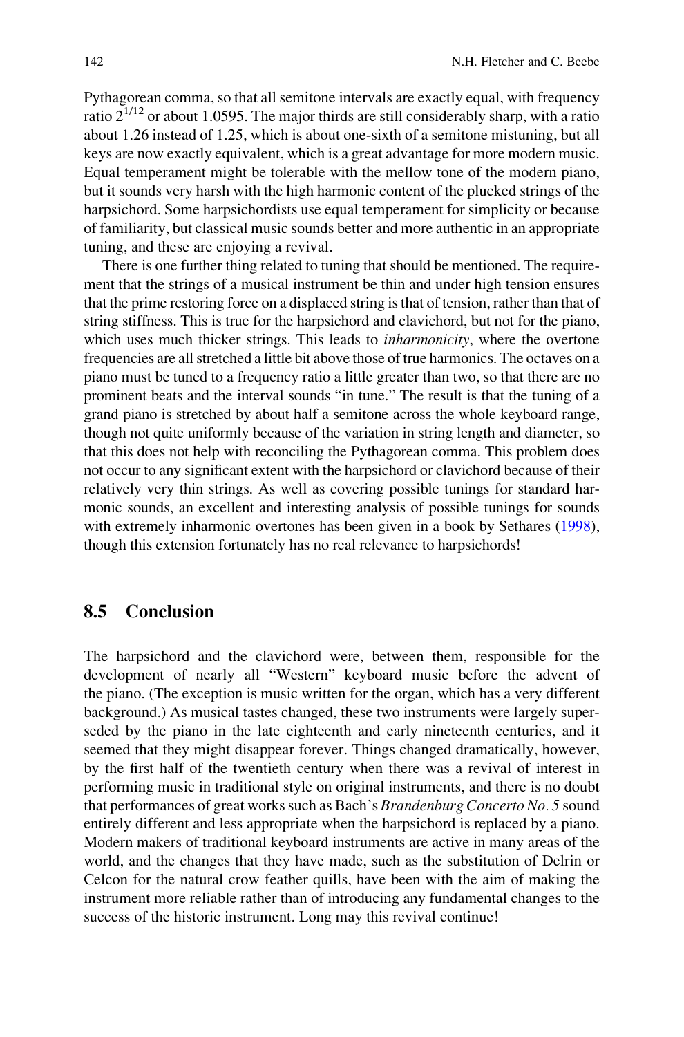Pythagorean comma, so that all semitone intervals are exactly equal, with frequency ratio $2^{1/12}$ or about 1.0595. The major thirds are still considerably sharp, with a ratio about 1.26 instead of 1.25, which is about one-sixth of a semitone mistuning, but all keys are now exactly equivalent, which is a great advantage for more modern music. Equal temperament might be tolerable with the mellow tone of the modern piano, but it sounds very harsh with the high harmonic content of the plucked strings of the harpsichord. Some harpsichordists use equal temperament for simplicity or because of familiarity, but classical music sounds better and more authentic in an appropriate tuning, and these are enjoying a revival.

There is one further thing related to tuning that should be mentioned. The requirement that the strings of a musical instrument be thin and under high tension ensures that the prime restoring force on a displaced string is that of tension, rather than that of string stiffness. This is true for the harpsichord and clavichord, but not for the piano, which uses much thicker strings. This leads to *inharmonicity*, where the overtone frequencies are all stretched a little bit above those of true harmonics. The octaves on a piano must be tuned to a frequency ratio a little greater than two, so that there are no prominent beats and the interval sounds "in tune." The result is that the tuning of a grand piano is stretched by about half a semitone across the whole keyboard range, though not quite uniformly because of the variation in string length and diameter, so that this does not help with reconciling the Pythagorean comma. This problem does not occur to any significant extent with the harpsichord or clavichord because of their relatively very thin strings. As well as covering possible tunings for standard harmonic sounds, an excellent and interesting analysis of possible tunings for sounds with extremely inharmonic overtones has been given in a book by Sethares (1998), though this extension fortunately has no real relevance to harpsichords!

## 8.5 Conclusion

The harpsichord and the clavichord were, between them, responsible for the development of nearly all "Western" keyboard music before the advent of the piano. (The exception is music written for the organ, which has a very different background.) As musical tastes changed, these two instruments were largely superseded by the piano in the late eighteenth and early nineteenth centuries, and it seemed that they might disappear forever. Things changed dramatically, however, by the first half of the twentieth century when there was a revival of interest in performing music in traditional style on original instruments, and there is no doubt that performances of great works such as Bach's *Brandenburg Concerto No. 5* sound entirely different and less appropriate when the harpsichord is replaced by a piano. Modern makers of traditional keyboard instruments are active in many areas of the world, and the changes that they have made, such as the substitution of Delrin or Celcon for the natural crow feather quills, have been with the aim of making the instrument more reliable rather than of introducing any fundamental changes to the success of the historic instrument. Long may this revival continue!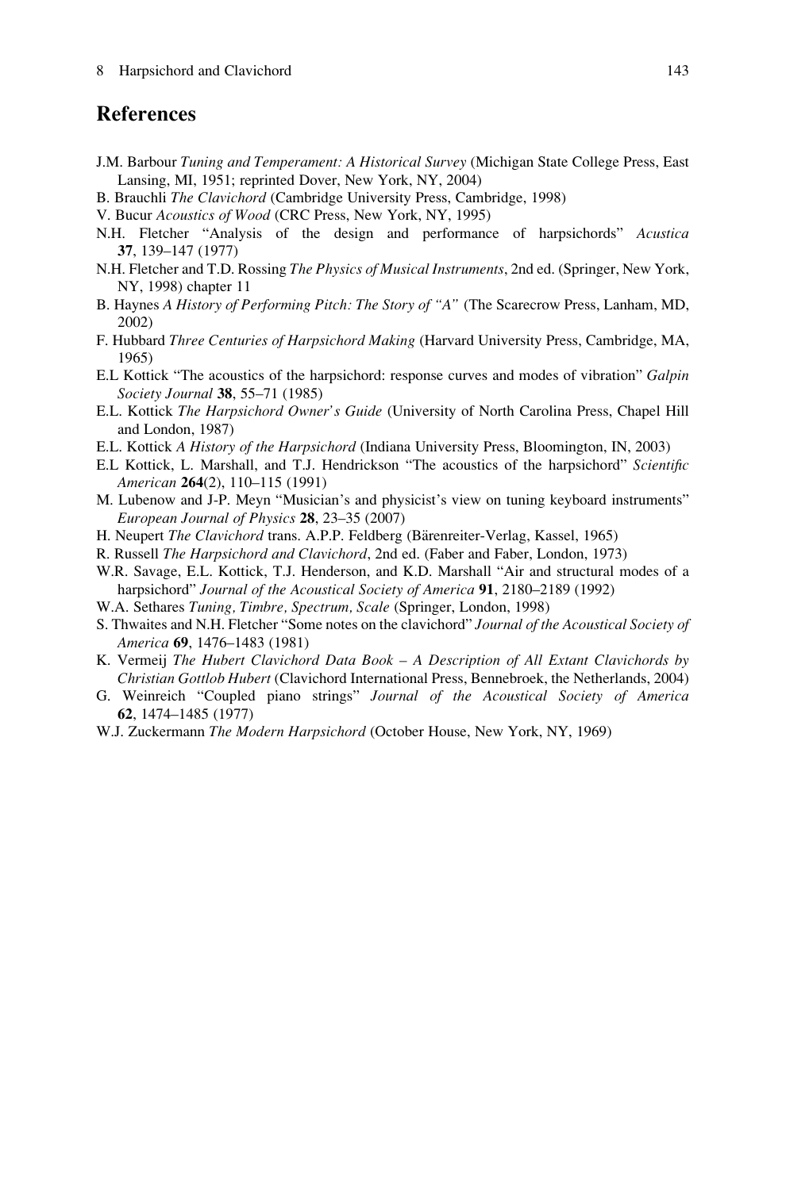## References

J.M. Barbour *Tuning and Temperament: A Historical Survey* (Michigan State College Press, East Lansing, MI, 1951; reprinted Dover, New York, NY, 2004)

B. Brauchli *The Clavichord* (Cambridge University Press, Cambridge, 1998)

V. Bucur *Acoustics of Wood* (CRC Press, New York, NY, 1995)

N.H. Fletcher "Analysis of the design and performance of harpsichords" *Acustica* **37**, 139–147 (1977)

N.H. Fletcher and T.D. Rossing *The Physics of Musical Instruments*, 2nd ed. (Springer, New York, NY, 1998) chapter 11

B. Haynes *A History of Performing Pitch: The Story of "A"* (The Scarecrow Press, Lanham, MD, 2002)

F. Hubbard *Three Centuries of Harpsichord Making* (Harvard University Press, Cambridge, MA, 1965)

E.L Kottick "The acoustics of the harpsichord: response curves and modes of vibration" *Galpin Society Journal* **38**, 55–71 (1985)

E.L. Kottick *The Harpsichord Owner's Guide* (University of North Carolina Press, Chapel Hill and London, 1987)

E.L. Kottick *A History of the Harpsichord* (Indiana University Press, Bloomington, IN, 2003)

E.L Kottick, L. Marshall, and T.J. Hendrickson "The acoustics of the harpsichord" *Scientific American* **264**(2), 110–115 (1991)

M. Lubenow and J-P. Meyn "Musician's and physicist's view on tuning keyboard instruments" *European Journal of Physics* **28**, 23–35 (2007)

H. Neupert *The Clavichord* trans. A.P.P. Feldberg (Bärenreiter-Verlag, Kassel, 1965)

R. Russell *The Harpsichord and Clavichord*, 2nd ed. (Faber and Faber, London, 1973)

W.R. Savage, E.L. Kottick, T.J. Henderson, and K.D. Marshall "Air and structural modes of a harpsichord" *Journal of the Acoustical Society of America* **91**, 2180–2189 (1992)

W.A. Sethares *Tuning, Timbre, Spectrum, Scale* (Springer, London, 1998)

S. Thwaites and N.H. Fletcher "Some notes on the clavichord" *Journal of the Acoustical Society of America* **69**, 1476–1483 (1981)

K. Vermeij *The Hubert Clavichord Data Book – A Description of All Extant Clavichords by Christian Gottlob Hubert* (Clavichord International Press, Bennebroek, the Netherlands, 2004)

G. Weinreich "Coupled piano strings" *Journal of the Acoustical Society of America* **62**, 1474–1485 (1977)

W.J. Zuckermann *The Modern Harpsichord* (October House, New York, NY, 1969)